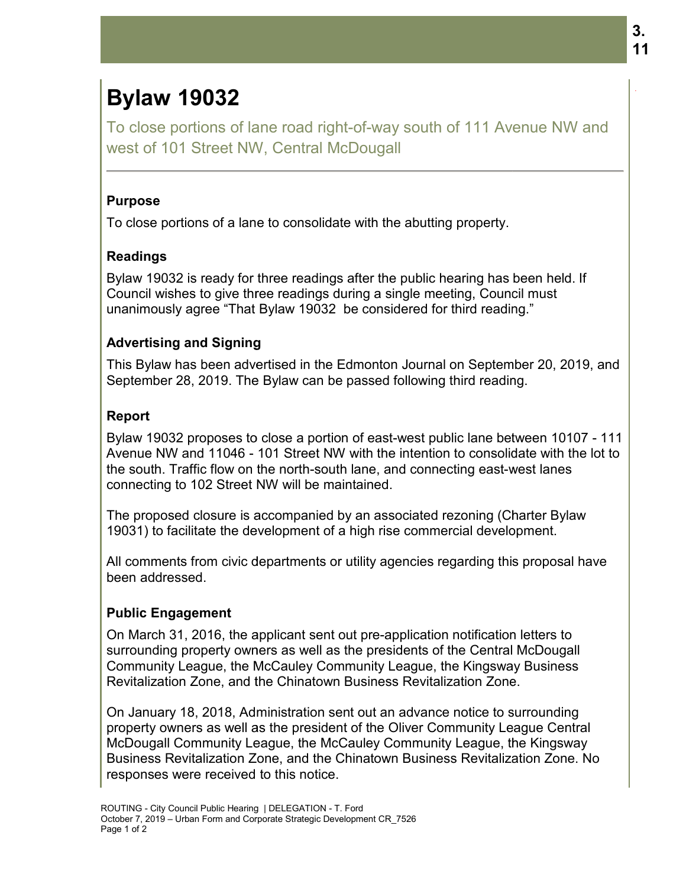# Bylaw 19032

To close portions of lane road right-of-way south of 111 Avenue NW and west of 101 Street NW, Central McDougall

## Purpose

To close portions of a lane to consolidate with the abutting property.

## Readings

Bylaw 19032 is ready for three readings after the public hearing has been held. If Council wishes to give three readings during a single meeting, Council must unanimously agree "That Bylaw 19032 be considered for third reading."

## Advertising and Signing

This Bylaw has been advertised in the Edmonton Journal on September 20, 2019, and September 28, 2019. The Bylaw can be passed following third reading.

## Report

Bylaw 19032 proposes to close a portion of east-west public lane between 10107 - 111 Avenue NW and 11046 - 101 Street NW with the intention to consolidate with the lot to the south. Traffic flow on the north-south lane, and connecting east-west lanes connecting to 102 Street NW will be maintained.

The proposed closure is accompanied by an associated rezoning (Charter Bylaw 19031) to facilitate the development of a high rise commercial development.

All comments from civic departments or utility agencies regarding this proposal have been addressed.

## Public Engagement

On March 31, 2016, the applicant sent out pre-application notification letters to surrounding property owners as well as the presidents of the Central McDougall Community League, the McCauley Community League, the Kingsway Business Revitalization Zone, and the Chinatown Business Revitalization Zone.

On January 18, 2018, Administration sent out an advance notice to surrounding property owners as well as the president of the Oliver Community League Central McDougall Community League, the McCauley Community League, the Kingsway Business Revitalization Zone, and the Chinatown Business Revitalization Zone. No responses were received to this notice.

ROUTING - City Council Public Hearing | DELEGATION - T. Ford
October 7, 2019 – Urban Form and Corporate Strategic Development CR_7526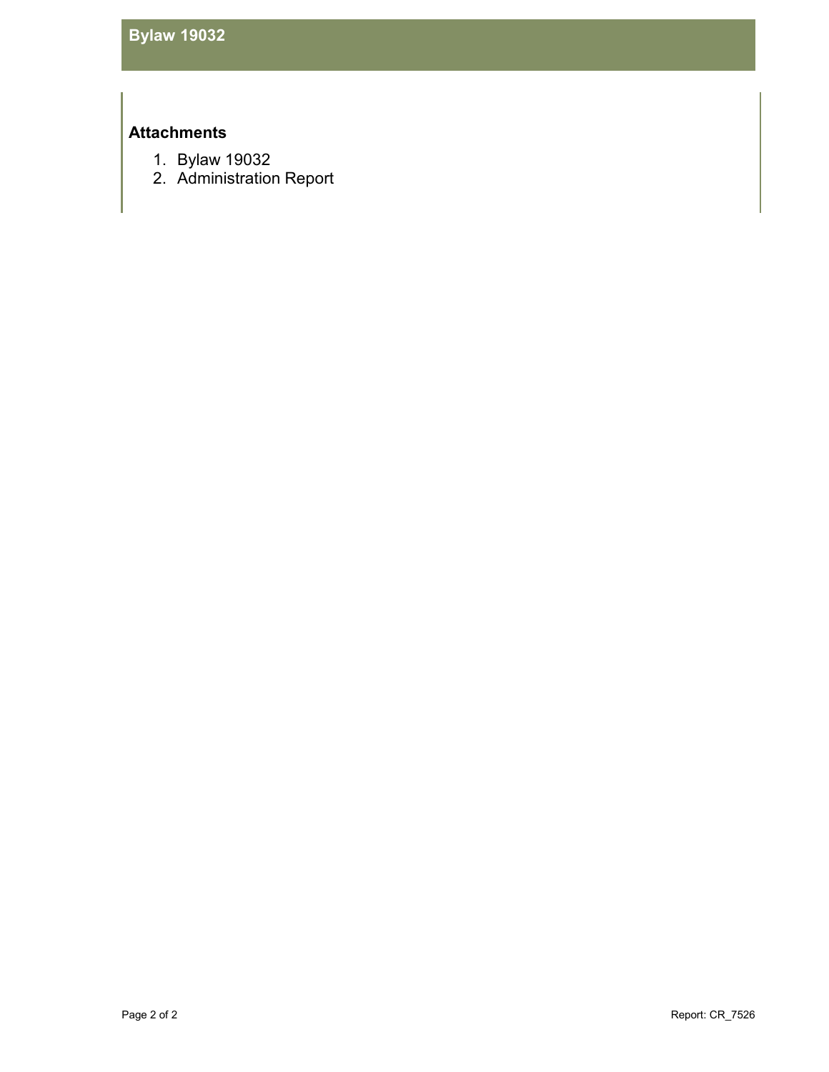## Attachments

1. Bylaw 19032
2. Administration Report